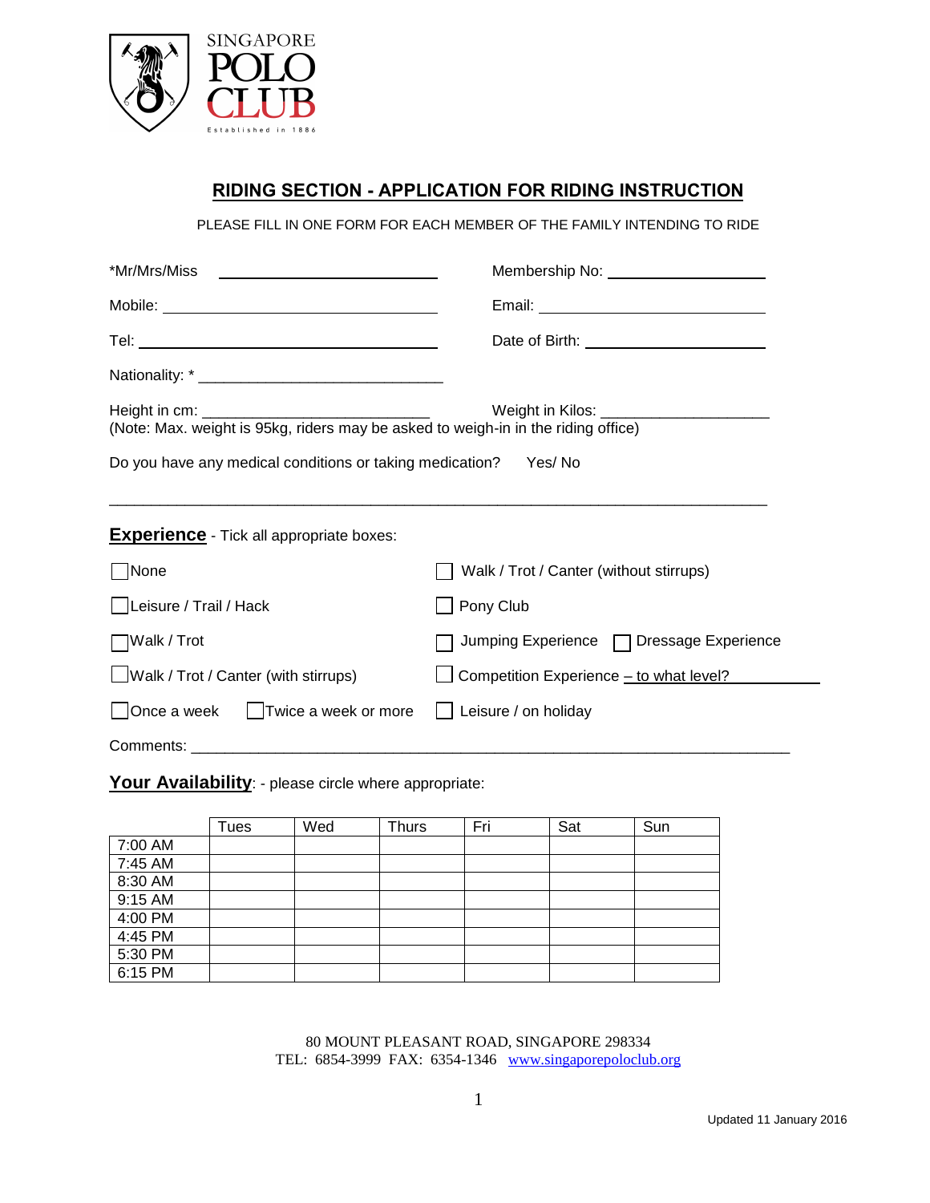SINGAPORE
POLO
CLUB
Established in 1886

## RIDING SECTION - APPLICATION FOR RIDING INSTRUCTION

PLEASE FILL IN ONE FORM FOR EACH MEMBER OF THE FAMILY INTENDING TO RIDE

*Mr/Mrs/Miss ______________________ Membership No: ____________________

Mobile: ______________________ Email: ____________________

Tel: ______________________ Date of Birth: ____________________

Nationality: * ______________________

Height in cm: ______________________ Weight in Kilos: ____________________
(Note: Max. weight is 95kg, riders may be asked to weigh-in in the riding office)

Do you have any medical conditions or taking medication? Yes/ No

_______________________________________________________________________________

**Experience** - Tick all appropriate boxes:

- ☐ None
- ☐ Leisure / Trail / Hack
- ☐ Walk / Trot
- ☐ Walk / Trot / Canter (with stirrups)
- ☐ Once a week ☐ Twice a week or more
- ☐ Walk / Trot / Canter (without stirrups)
- ☐ Pony Club
- ☐ Jumping Experience ☐ Dressage Experience
- ☐ Competition Experience – to what level? ____________
- ☐ Leisure / on holiday

Comments: _______________________________________________________________

**Your Availability**: - please circle where appropriate:

| | Tues | Wed | Thurs | Fri | Sat | Sun |
|---|---|---|---|---|---|---|
| 7:00 AM | | | | | | |
| 7:45 AM | | | | | | |
| 8:30 AM | | | | | | |
| 9:15 AM | | | | | | |
| 4:00 PM | | | | | | |
| 4:45 PM | | | | | | |
| 5:30 PM | | | | | | |
| 6:15 PM | | | | | | |

80 MOUNT PLEASANT ROAD, SINGAPORE 298334
TEL: 6854-3999 FAX: 6354-1346 www.singaporepoloclub.org

Updated 11 January 2016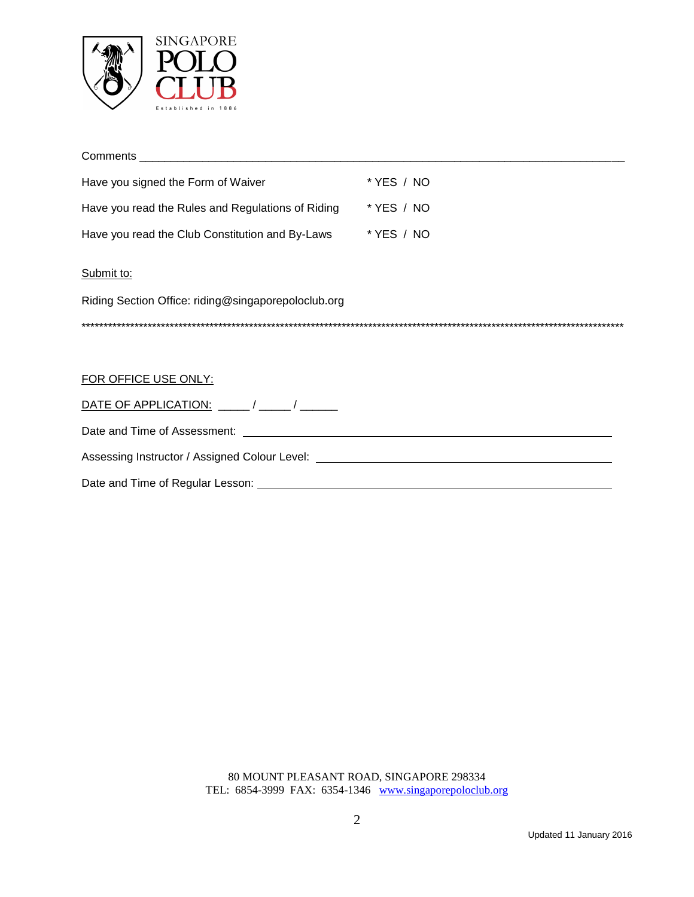SINGAPORE POLO CLUB

Established in 1886

Comments ___________________________________________________________________________

Have you signed the Form of Waiver * YES / NO

Have you read the Rules and Regulations of Riding * YES / NO

Have you read the Club Constitution and By-Laws * YES / NO

Submit to:

Riding Section Office: riding@singaporepoloclub.org

**************************************************************************************************************************

FOR OFFICE USE ONLY:

DATE OF APPLICATION: _____ / _____ / ______

Date and Time of Assessment: ______________________________________________

Assessing Instructor / Assigned Colour Level: ______________________________________

Date and Time of Regular Lesson: ___________________________________________

80 MOUNT PLEASANT ROAD, SINGAPORE 298334
TEL: 6854-3999 FAX: 6354-1346 www.singaporepoloclub.org

Updated 11 January 2016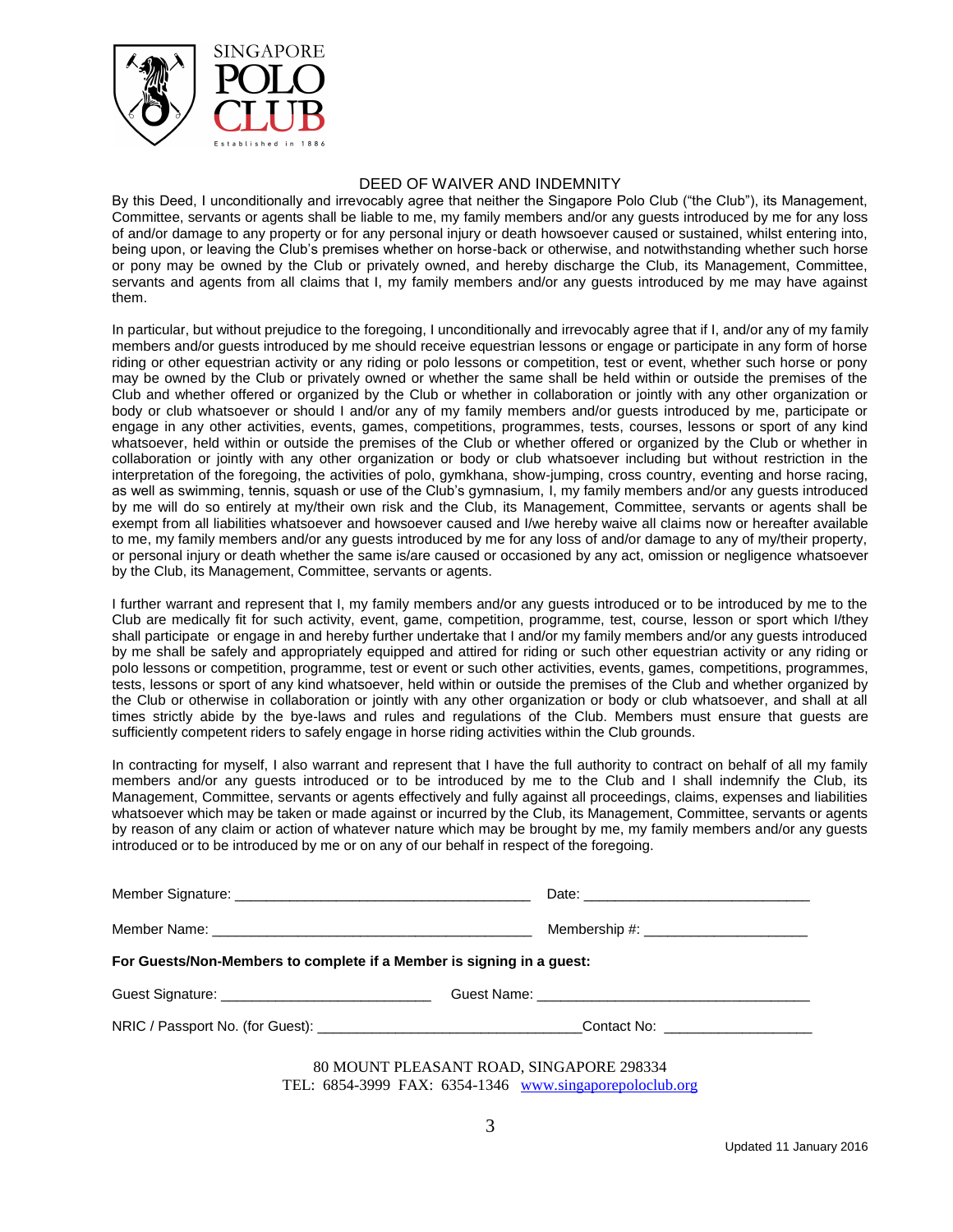SINGAPORE POLO CLUB

Established in 1886

# DEED OF WAIVER AND INDEMNITY

By this Deed, I unconditionally and irrevocably agree that neither the Singapore Polo Club ("the Club"), its Management, Committee, servants or agents shall be liable to me, my family members and/or any guests introduced by me for any loss of and/or damage to any property or for any personal injury or death howsoever caused or sustained, whilst entering into, being upon, or leaving the Club's premises whether on horse-back or otherwise, and notwithstanding whether such horse or pony may be owned by the Club or privately owned, and hereby discharge the Club, its Management, Committee, servants and agents from all claims that I, my family members and/or any guests introduced by me may have against them.

In particular, but without prejudice to the foregoing, I unconditionally and irrevocably agree that if I, and/or any of my family members and/or guests introduced by me should receive equestrian lessons or engage or participate in any form of horse riding or other equestrian activity or any riding or polo lessons or competition, test or event, whether such horse or pony may be owned by the Club or privately owned or whether the same shall be held within or outside the premises of the Club and whether offered or organized by the Club or whether in collaboration or jointly with any other organization or body or club whatsoever or should I and/or any of my family members and/or guests introduced by me, participate or engage in any other activities, events, games, competitions, programmes, tests, courses, lessons or sport of any kind whatsoever, held within or outside the premises of the Club or whether offered or organized by the Club or whether in collaboration or jointly with any other organization or body or club whatsoever including but without restriction in the interpretation of the foregoing, the activities of polo, gymkhana, show-jumping, cross country, eventing and horse racing, as well as swimming, tennis, squash or use of the Club's gymnasium, I, my family members and/or any guests introduced by me will do so entirely at my/their own risk and the Club, its Management, Committee, servants or agents shall be exempt from all liabilities whatsoever and howsoever caused and I/we hereby waive all claims now or hereafter available to me, my family members and/or any guests introduced by me for any loss of and/or damage to any of my/their property, or personal injury or death whether the same is/are caused or occasioned by any act, omission or negligence whatsoever by the Club, its Management, Committee, servants or agents.

I further warrant and represent that I, my family members and/or any guests introduced or to be introduced by me to the Club are medically fit for such activity, event, game, competition, programme, test, course, lesson or sport which I/they shall participate or engage in and hereby further undertake that I and/or my family members and/or any guests introduced by me shall be safely and appropriately equipped and attired for riding or such other equestrian activity or any riding or polo lessons or competition, programme, test or event or such other activities, events, games, competitions, programmes, tests, lessons or sport of any kind whatsoever, held within or outside the premises of the Club and whether organized by the Club or otherwise in collaboration or jointly with any other organization or body or club whatsoever, and shall at all times strictly abide by the bye-laws and rules and regulations of the Club. Members must ensure that guests are sufficiently competent riders to safely engage in horse riding activities within the Club grounds.

In contracting for myself, I also warrant and represent that I have the full authority to contract on behalf of all my family members and/or any guests introduced or to be introduced by me to the Club and I shall indemnify the Club, its Management, Committee, servants or agents effectively and fully against all proceedings, claims, expenses and liabilities whatsoever which may be taken or made against or incurred by the Club, its Management, Committee, servants or agents by reason of any claim or action of whatever nature which may be brought by me, my family members and/or any guests introduced or to be introduced by me or on any of our behalf in respect of the foregoing.

Member Signature: ______________________________________ Date: ____________________________

Member Name: _________________________________________ Membership #: _____________________

**For Guests/Non-Members to complete if a Member is signing in a guest:**

Guest Signature: ___________________________ Guest Name: ___________________________________

NRIC / Passport No. (for Guest): _________________________________ Contact No: __________________

80 MOUNT PLEASANT ROAD, SINGAPORE 298334
TEL: 6854-3999 FAX: 6354-1346 www.singaporepoloclub.org

Updated 11 January 2016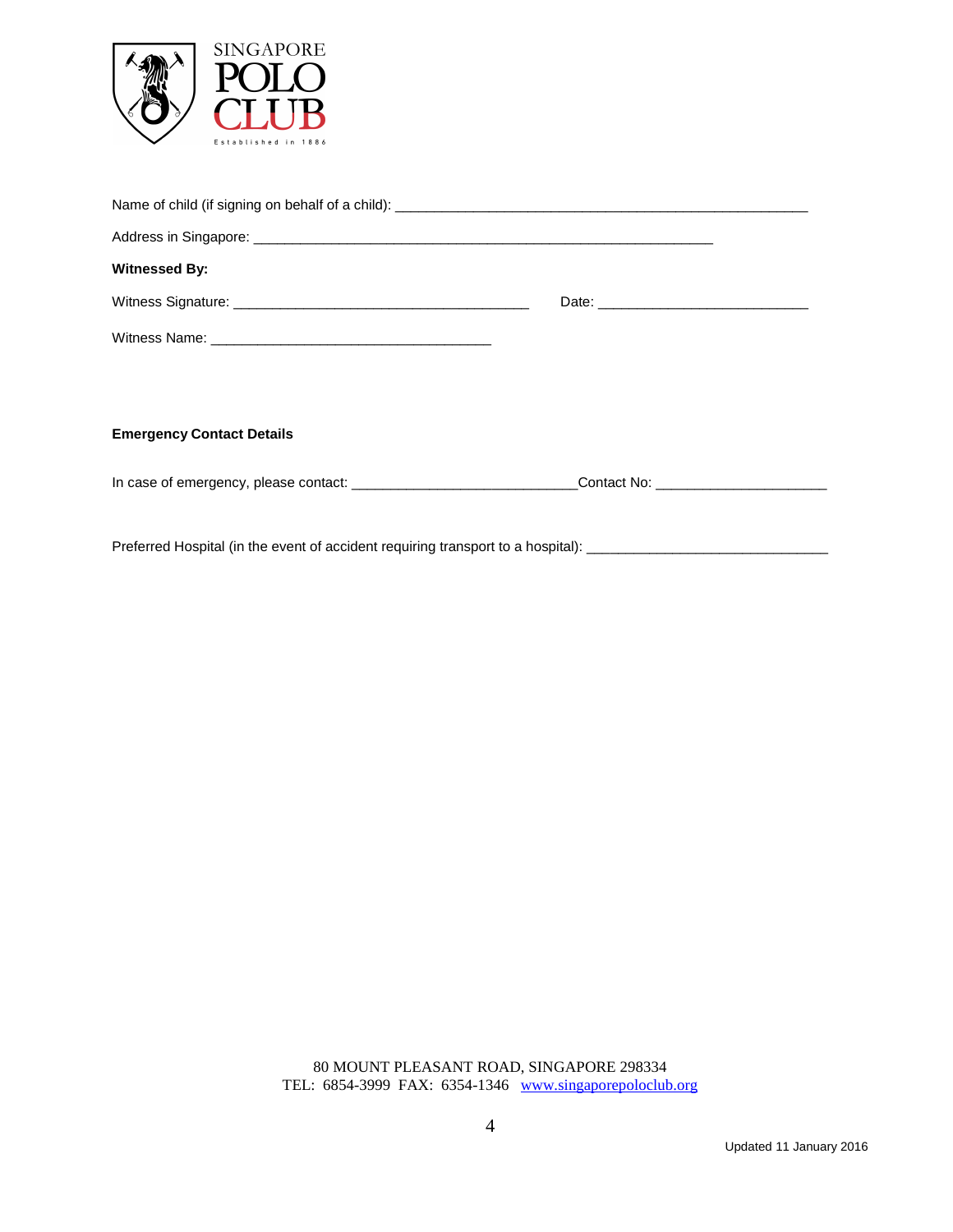SINGAPORE
POLO
CLUB
Established in 1886

Name of child (if signing on behalf of a child): ______________________________________________________

Address in Singapore: ____________________________________________________________

**Witnessed By:**

Witness Signature: _______________________________________ Date: ___________________________

Witness Name: _____________________________________

**Emergency Contact Details**

In case of emergency, please contact: _____________________________Contact No: ______________________

Preferred Hospital (in the event of accident requiring transport to a hospital): _______________________________

80 MOUNT PLEASANT ROAD, SINGAPORE 298334
TEL: 6854-3999 FAX: 6354-1346 www.singaporepoloclub.org

Updated 11 January 2016